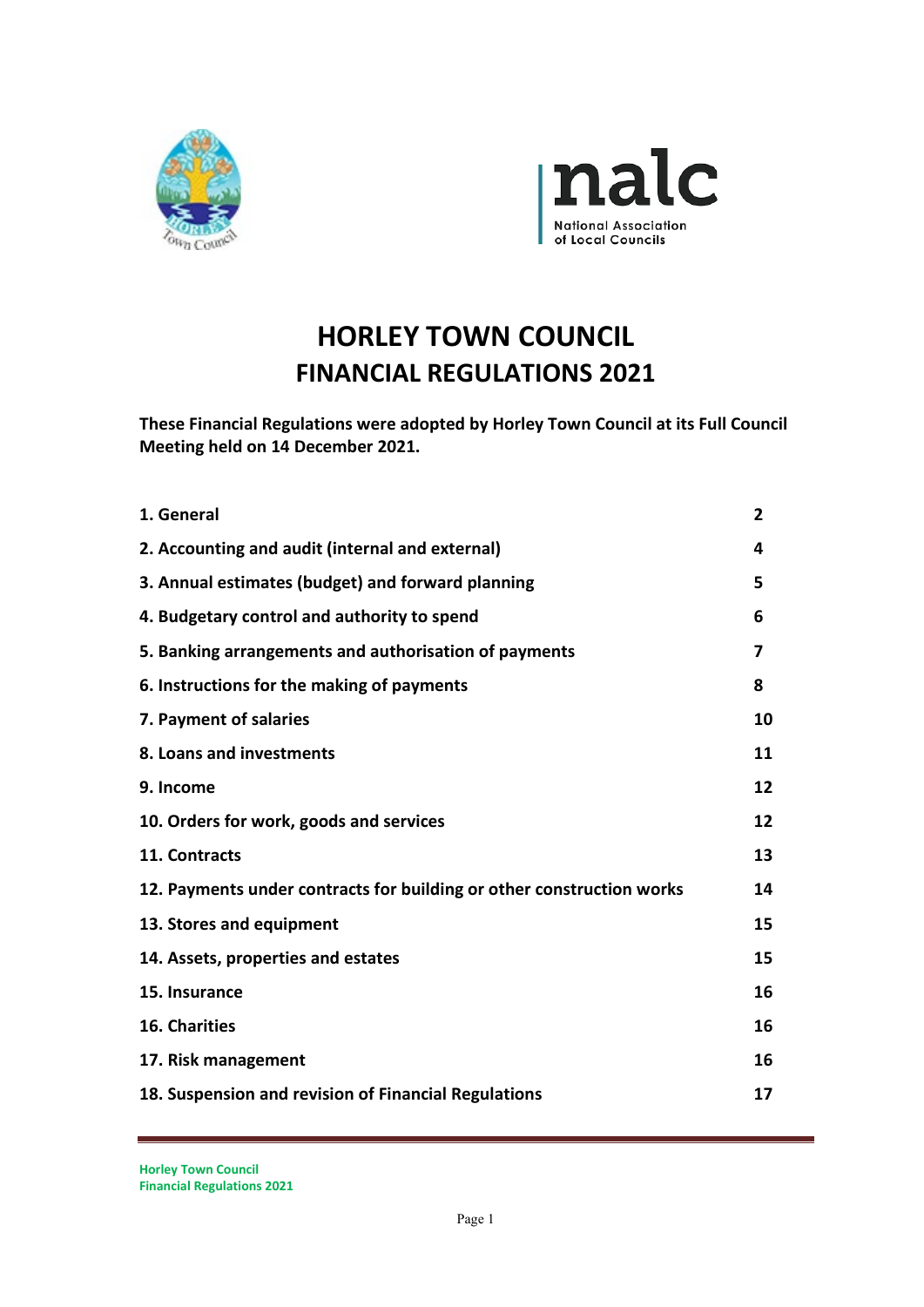# HORLEY TOWN COUNCIL
# FINANCIAL REGULATIONS 2021

**These Financial Regulations were adopted by Horley Town Council at its Full Council Meeting held on 14 December 2021.**

| | |
|---|---|
| **1. General** | **2** |
| **2. Accounting and audit (internal and external)** | **4** |
| **3. Annual estimates (budget) and forward planning** | **5** |
| **4. Budgetary control and authority to spend** | **6** |
| **5. Banking arrangements and authorisation of payments** | **7** |
| **6. Instructions for the making of payments** | **8** |
| **7. Payment of salaries** | **10** |
| **8. Loans and investments** | **11** |
| **9. Income** | **12** |
| **10. Orders for work, goods and services** | **12** |
| **11. Contracts** | **13** |
| **12. Payments under contracts for building or other construction works** | **14** |
| **13. Stores and equipment** | **15** |
| **14. Assets, properties and estates** | **15** |
| **15. Insurance** | **16** |
| **16. Charities** | **16** |
| **17. Risk management** | **16** |
| **18. Suspension and revision of Financial Regulations** | **17** |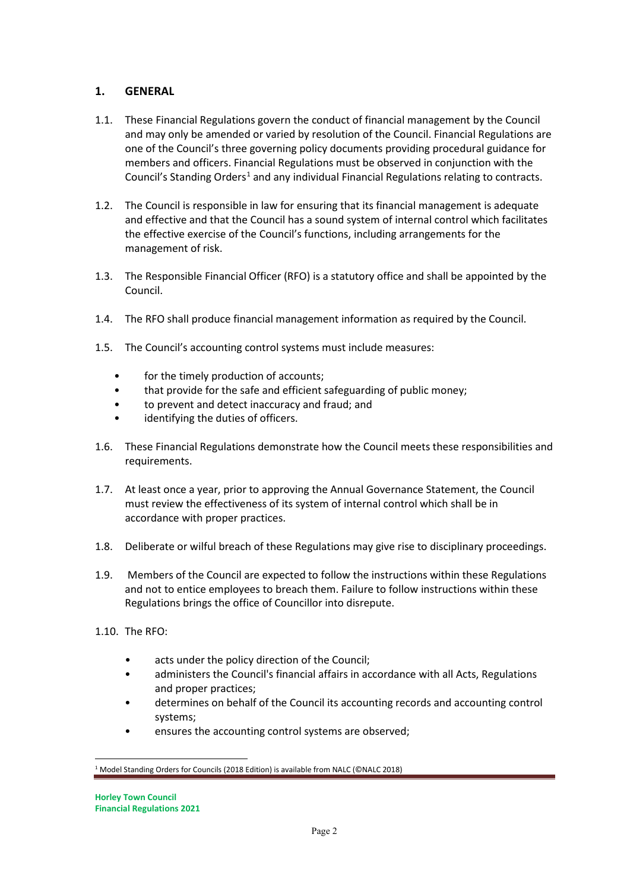## 1. GENERAL

1.1. These Financial Regulations govern the conduct of financial management by the Council and may only be amended or varied by resolution of the Council. Financial Regulations are one of the Council's three governing policy documents providing procedural guidance for members and officers. Financial Regulations must be observed in conjunction with the Council's Standing Orders[1] and any individual Financial Regulations relating to contracts.

1.2. The Council is responsible in law for ensuring that its financial management is adequate and effective and that the Council has a sound system of internal control which facilitates the effective exercise of the Council's functions, including arrangements for the management of risk.

1.3. The Responsible Financial Officer (RFO) is a statutory office and shall be appointed by the Council.

1.4. The RFO shall produce financial management information as required by the Council.

1.5. The Council's accounting control systems must include measures:

- for the timely production of accounts;
- that provide for the safe and efficient safeguarding of public money;
- to prevent and detect inaccuracy and fraud; and
- identifying the duties of officers.

1.6. These Financial Regulations demonstrate how the Council meets these responsibilities and requirements.

1.7. At least once a year, prior to approving the Annual Governance Statement, the Council must review the effectiveness of its system of internal control which shall be in accordance with proper practices.

1.8. Deliberate or wilful breach of these Regulations may give rise to disciplinary proceedings.

1.9. Members of the Council are expected to follow the instructions within these Regulations and not to entice employees to breach them. Failure to follow instructions within these Regulations brings the office of Councillor into disrepute.

1.10. The RFO:

- acts under the policy direction of the Council;
- administers the Council's financial affairs in accordance with all Acts, Regulations and proper practices;
- determines on behalf of the Council its accounting records and accounting control systems;
- ensures the accounting control systems are observed;

[1] Model Standing Orders for Councils (2018 Edition) is available from NALC (©NALC 2018)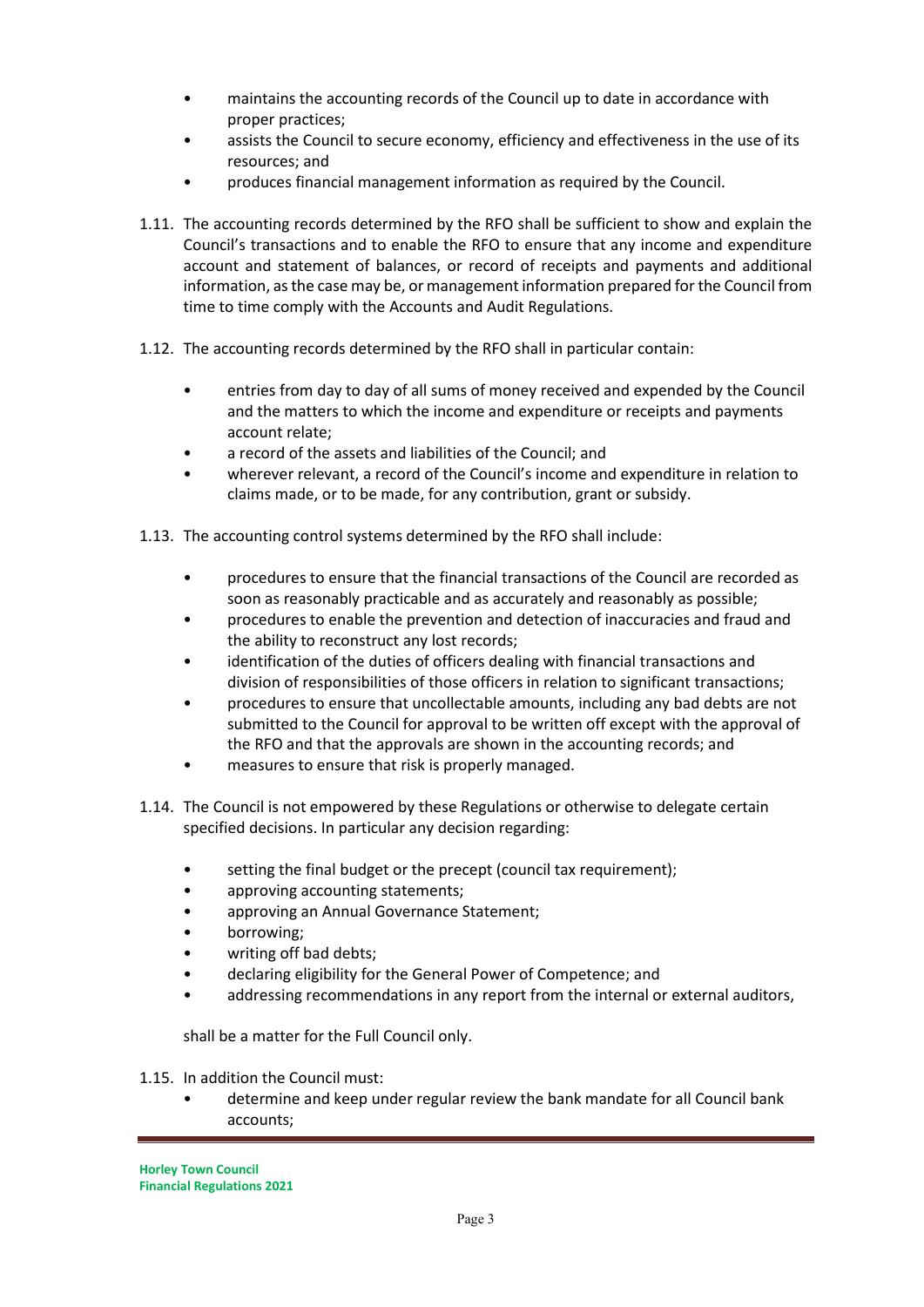- maintains the accounting records of the Council up to date in accordance with proper practices;
- assists the Council to secure economy, efficiency and effectiveness in the use of its resources; and
- produces financial management information as required by the Council.

1.11. The accounting records determined by the RFO shall be sufficient to show and explain the Council's transactions and to enable the RFO to ensure that any income and expenditure account and statement of balances, or record of receipts and payments and additional information, as the case may be, or management information prepared for the Council from time to time comply with the Accounts and Audit Regulations.

1.12. The accounting records determined by the RFO shall in particular contain:

- entries from day to day of all sums of money received and expended by the Council and the matters to which the income and expenditure or receipts and payments account relate;
- a record of the assets and liabilities of the Council; and
- wherever relevant, a record of the Council's income and expenditure in relation to claims made, or to be made, for any contribution, grant or subsidy.

1.13. The accounting control systems determined by the RFO shall include:

- procedures to ensure that the financial transactions of the Council are recorded as soon as reasonably practicable and as accurately and reasonably as possible;
- procedures to enable the prevention and detection of inaccuracies and fraud and the ability to reconstruct any lost records;
- identification of the duties of officers dealing with financial transactions and division of responsibilities of those officers in relation to significant transactions;
- procedures to ensure that uncollectable amounts, including any bad debts are not submitted to the Council for approval to be written off except with the approval of the RFO and that the approvals are shown in the accounting records; and
- measures to ensure that risk is properly managed.

1.14. The Council is not empowered by these Regulations or otherwise to delegate certain specified decisions. In particular any decision regarding:

- setting the final budget or the precept (council tax requirement);
- approving accounting statements;
- approving an Annual Governance Statement;
- borrowing;
- writing off bad debts;
- declaring eligibility for the General Power of Competence; and
- addressing recommendations in any report from the internal or external auditors,

shall be a matter for the Full Council only.

1.15. In addition the Council must:

- determine and keep under regular review the bank mandate for all Council bank accounts;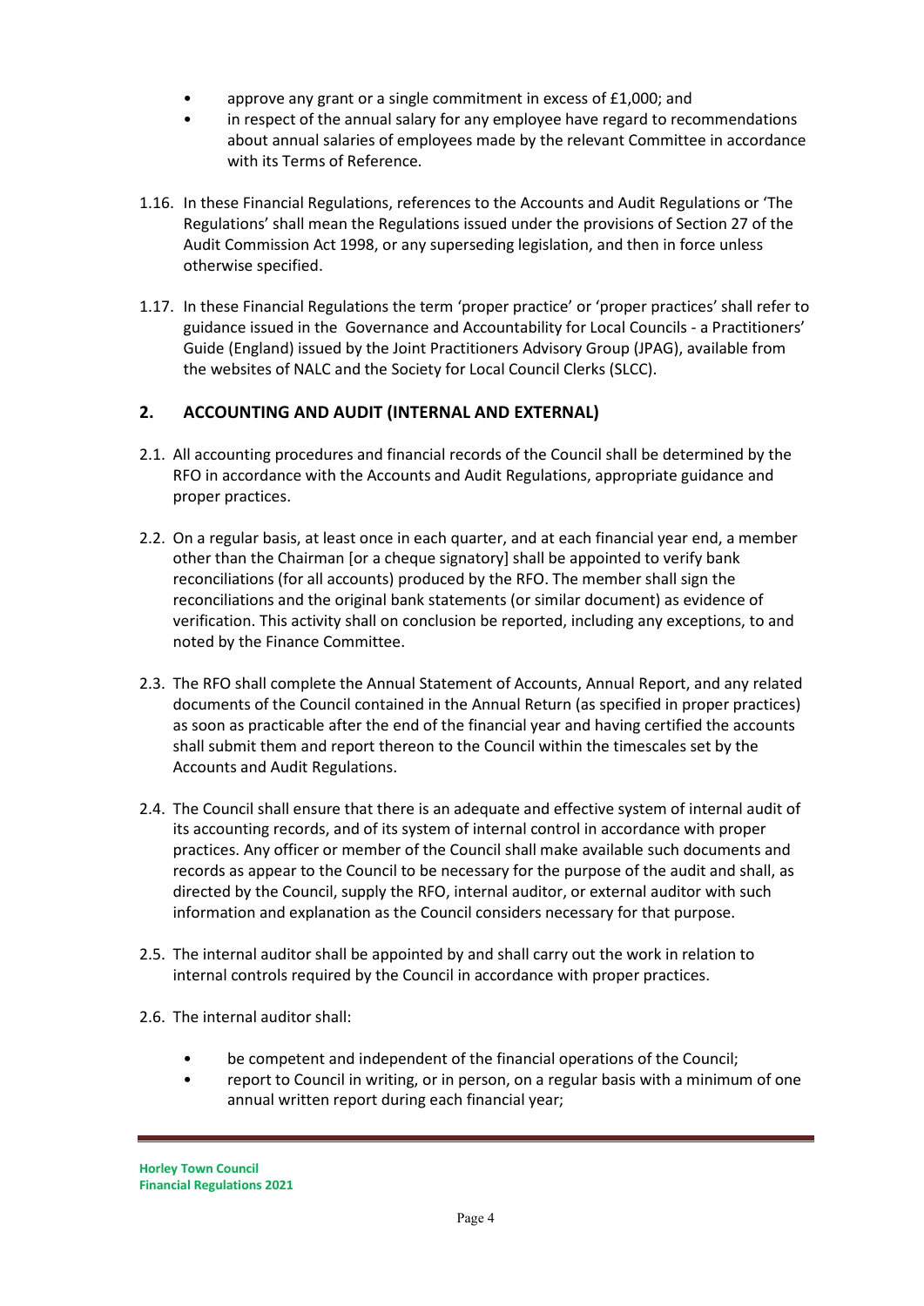- approve any grant or a single commitment in excess of £1,000; and
- in respect of the annual salary for any employee have regard to recommendations about annual salaries of employees made by the relevant Committee in accordance with its Terms of Reference.

1.16. In these Financial Regulations, references to the Accounts and Audit Regulations or 'The Regulations' shall mean the Regulations issued under the provisions of Section 27 of the Audit Commission Act 1998, or any superseding legislation, and then in force unless otherwise specified.

1.17. In these Financial Regulations the term 'proper practice' or 'proper practices' shall refer to guidance issued in the Governance and Accountability for Local Councils - a Practitioners' Guide (England) issued by the Joint Practitioners Advisory Group (JPAG), available from the websites of NALC and the Society for Local Council Clerks (SLCC).

## 2. ACCOUNTING AND AUDIT (INTERNAL AND EXTERNAL)

2.1. All accounting procedures and financial records of the Council shall be determined by the RFO in accordance with the Accounts and Audit Regulations, appropriate guidance and proper practices.

2.2. On a regular basis, at least once in each quarter, and at each financial year end, a member other than the Chairman [or a cheque signatory] shall be appointed to verify bank reconciliations (for all accounts) produced by the RFO. The member shall sign the reconciliations and the original bank statements (or similar document) as evidence of verification. This activity shall on conclusion be reported, including any exceptions, to and noted by the Finance Committee.

2.3. The RFO shall complete the Annual Statement of Accounts, Annual Report, and any related documents of the Council contained in the Annual Return (as specified in proper practices) as soon as practicable after the end of the financial year and having certified the accounts shall submit them and report thereon to the Council within the timescales set by the Accounts and Audit Regulations.

2.4. The Council shall ensure that there is an adequate and effective system of internal audit of its accounting records, and of its system of internal control in accordance with proper practices. Any officer or member of the Council shall make available such documents and records as appear to the Council to be necessary for the purpose of the audit and shall, as directed by the Council, supply the RFO, internal auditor, or external auditor with such information and explanation as the Council considers necessary for that purpose.

2.5. The internal auditor shall be appointed by and shall carry out the work in relation to internal controls required by the Council in accordance with proper practices.

2.6. The internal auditor shall:

- be competent and independent of the financial operations of the Council;
- report to Council in writing, or in person, on a regular basis with a minimum of one annual written report during each financial year;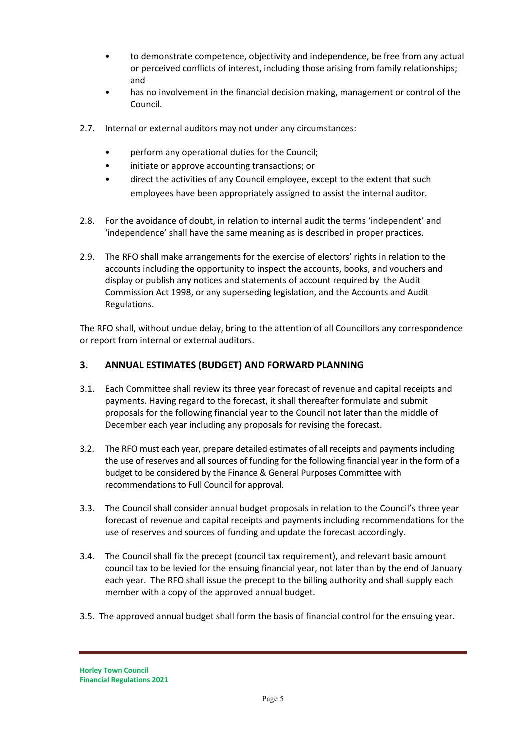- to demonstrate competence, objectivity and independence, be free from any actual or perceived conflicts of interest, including those arising from family relationships; and
- has no involvement in the financial decision making, management or control of the Council.

2.7. Internal or external auditors may not under any circumstances:

- perform any operational duties for the Council;
- initiate or approve accounting transactions; or
- direct the activities of any Council employee, except to the extent that such employees have been appropriately assigned to assist the internal auditor.

2.8. For the avoidance of doubt, in relation to internal audit the terms 'independent' and 'independence' shall have the same meaning as is described in proper practices.

2.9. The RFO shall make arrangements for the exercise of electors' rights in relation to the accounts including the opportunity to inspect the accounts, books, and vouchers and display or publish any notices and statements of account required by the Audit Commission Act 1998, or any superseding legislation, and the Accounts and Audit Regulations.

The RFO shall, without undue delay, bring to the attention of all Councillors any correspondence or report from internal or external auditors.

## 3. ANNUAL ESTIMATES (BUDGET) AND FORWARD PLANNING

3.1. Each Committee shall review its three year forecast of revenue and capital receipts and payments. Having regard to the forecast, it shall thereafter formulate and submit proposals for the following financial year to the Council not later than the middle of December each year including any proposals for revising the forecast.

3.2. The RFO must each year, prepare detailed estimates of all receipts and payments including the use of reserves and all sources of funding for the following financial year in the form of a budget to be considered by the Finance & General Purposes Committee with recommendations to Full Council for approval.

3.3. The Council shall consider annual budget proposals in relation to the Council's three year forecast of revenue and capital receipts and payments including recommendations for the use of reserves and sources of funding and update the forecast accordingly.

3.4. The Council shall fix the precept (council tax requirement), and relevant basic amount council tax to be levied for the ensuing financial year, not later than by the end of January each year. The RFO shall issue the precept to the billing authority and shall supply each member with a copy of the approved annual budget.

3.5. The approved annual budget shall form the basis of financial control for the ensuing year.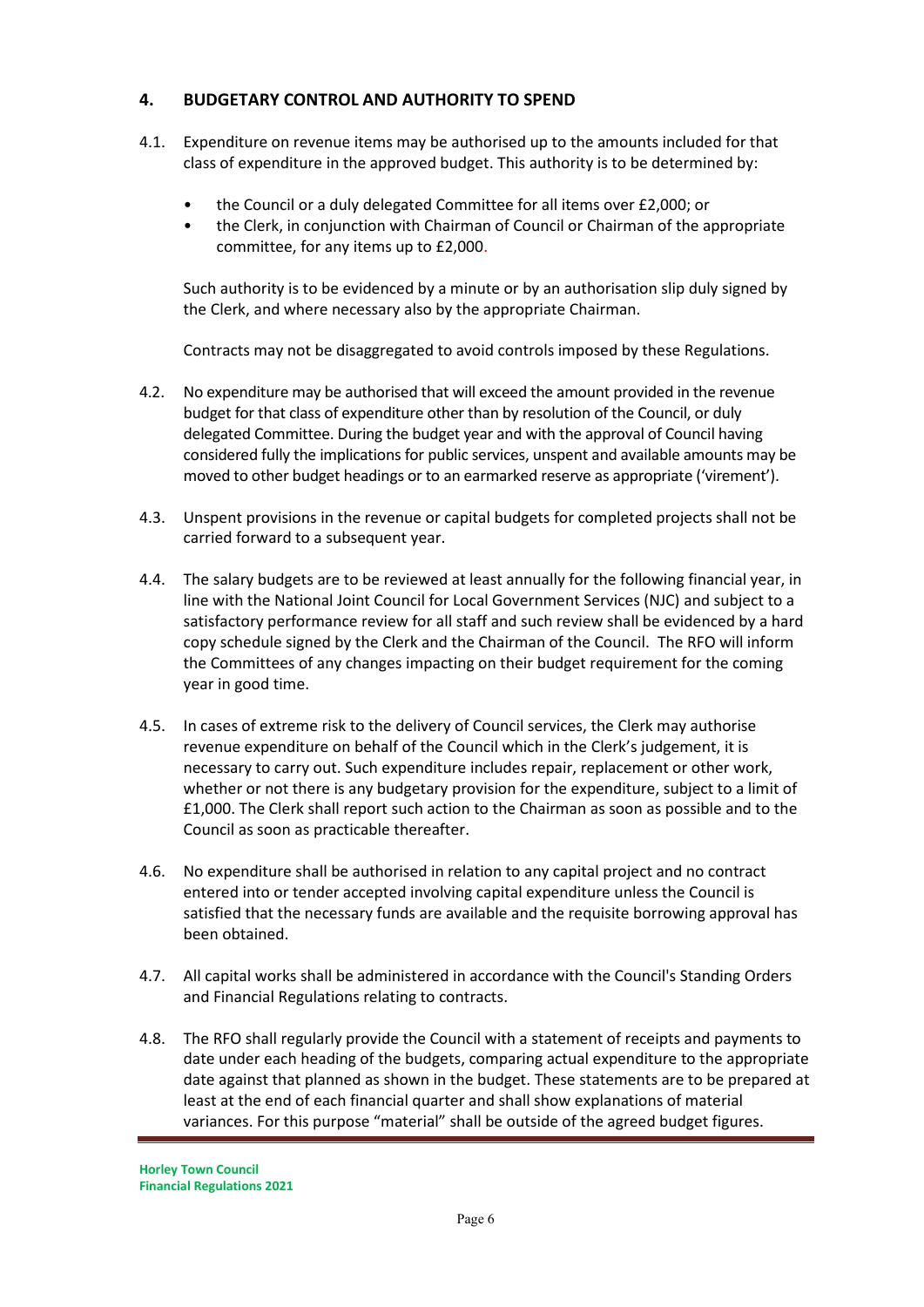## 4. BUDGETARY CONTROL AND AUTHORITY TO SPEND

4.1. Expenditure on revenue items may be authorised up to the amounts included for that class of expenditure in the approved budget. This authority is to be determined by:

- the Council or a duly delegated Committee for all items over £2,000; or
- the Clerk, in conjunction with Chairman of Council or Chairman of the appropriate committee, for any items up to £2,000.

Such authority is to be evidenced by a minute or by an authorisation slip duly signed by the Clerk, and where necessary also by the appropriate Chairman.

Contracts may not be disaggregated to avoid controls imposed by these Regulations.

4.2. No expenditure may be authorised that will exceed the amount provided in the revenue budget for that class of expenditure other than by resolution of the Council, or duly delegated Committee. During the budget year and with the approval of Council having considered fully the implications for public services, unspent and available amounts may be moved to other budget headings or to an earmarked reserve as appropriate ('virement').

4.3. Unspent provisions in the revenue or capital budgets for completed projects shall not be carried forward to a subsequent year.

4.4. The salary budgets are to be reviewed at least annually for the following financial year, in line with the National Joint Council for Local Government Services (NJC) and subject to a satisfactory performance review for all staff and such review shall be evidenced by a hard copy schedule signed by the Clerk and the Chairman of the Council. The RFO will inform the Committees of any changes impacting on their budget requirement for the coming year in good time.

4.5. In cases of extreme risk to the delivery of Council services, the Clerk may authorise revenue expenditure on behalf of the Council which in the Clerk's judgement, it is necessary to carry out. Such expenditure includes repair, replacement or other work, whether or not there is any budgetary provision for the expenditure, subject to a limit of £1,000. The Clerk shall report such action to the Chairman as soon as possible and to the Council as soon as practicable thereafter.

4.6. No expenditure shall be authorised in relation to any capital project and no contract entered into or tender accepted involving capital expenditure unless the Council is satisfied that the necessary funds are available and the requisite borrowing approval has been obtained.

4.7. All capital works shall be administered in accordance with the Council's Standing Orders and Financial Regulations relating to contracts.

4.8. The RFO shall regularly provide the Council with a statement of receipts and payments to date under each heading of the budgets, comparing actual expenditure to the appropriate date against that planned as shown in the budget. These statements are to be prepared at least at the end of each financial quarter and shall show explanations of material variances. For this purpose "material" shall be outside of the agreed budget figures.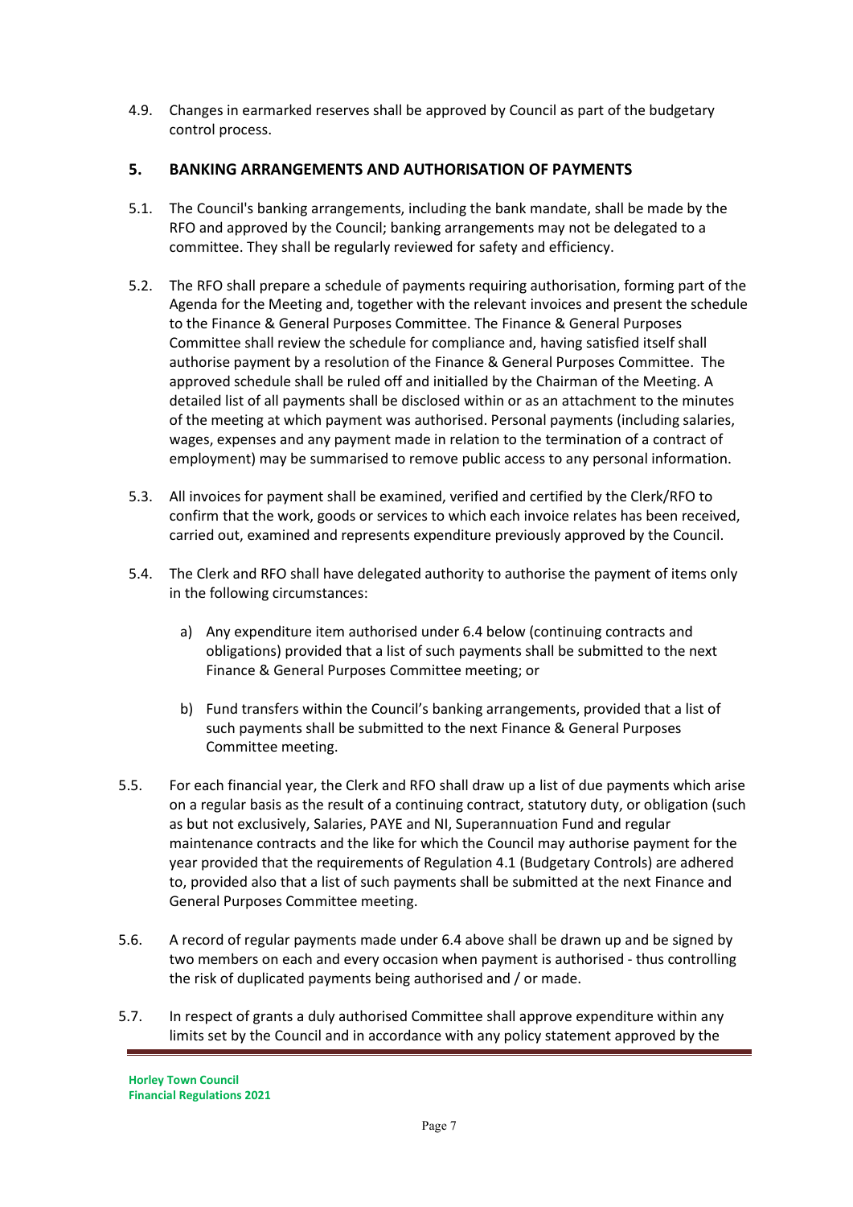4.9. Changes in earmarked reserves shall be approved by Council as part of the budgetary control process.

## 5. BANKING ARRANGEMENTS AND AUTHORISATION OF PAYMENTS

5.1. The Council's banking arrangements, including the bank mandate, shall be made by the RFO and approved by the Council; banking arrangements may not be delegated to a committee. They shall be regularly reviewed for safety and efficiency.

5.2. The RFO shall prepare a schedule of payments requiring authorisation, forming part of the Agenda for the Meeting and, together with the relevant invoices and present the schedule to the Finance & General Purposes Committee. The Finance & General Purposes Committee shall review the schedule for compliance and, having satisfied itself shall authorise payment by a resolution of the Finance & General Purposes Committee. The approved schedule shall be ruled off and initialled by the Chairman of the Meeting. A detailed list of all payments shall be disclosed within or as an attachment to the minutes of the meeting at which payment was authorised. Personal payments (including salaries, wages, expenses and any payment made in relation to the termination of a contract of employment) may be summarised to remove public access to any personal information.

5.3. All invoices for payment shall be examined, verified and certified by the Clerk/RFO to confirm that the work, goods or services to which each invoice relates has been received, carried out, examined and represents expenditure previously approved by the Council.

5.4. The Clerk and RFO shall have delegated authority to authorise the payment of items only in the following circumstances:

a) Any expenditure item authorised under 6.4 below (continuing contracts and obligations) provided that a list of such payments shall be submitted to the next Finance & General Purposes Committee meeting; or

b) Fund transfers within the Council's banking arrangements, provided that a list of such payments shall be submitted to the next Finance & General Purposes Committee meeting.

5.5. For each financial year, the Clerk and RFO shall draw up a list of due payments which arise on a regular basis as the result of a continuing contract, statutory duty, or obligation (such as but not exclusively, Salaries, PAYE and NI, Superannuation Fund and regular maintenance contracts and the like for which the Council may authorise payment for the year provided that the requirements of Regulation 4.1 (Budgetary Controls) are adhered to, provided also that a list of such payments shall be submitted at the next Finance and General Purposes Committee meeting.

5.6. A record of regular payments made under 6.4 above shall be drawn up and be signed by two members on each and every occasion when payment is authorised - thus controlling the risk of duplicated payments being authorised and / or made.

5.7. In respect of grants a duly authorised Committee shall approve expenditure within any limits set by the Council and in accordance with any policy statement approved by the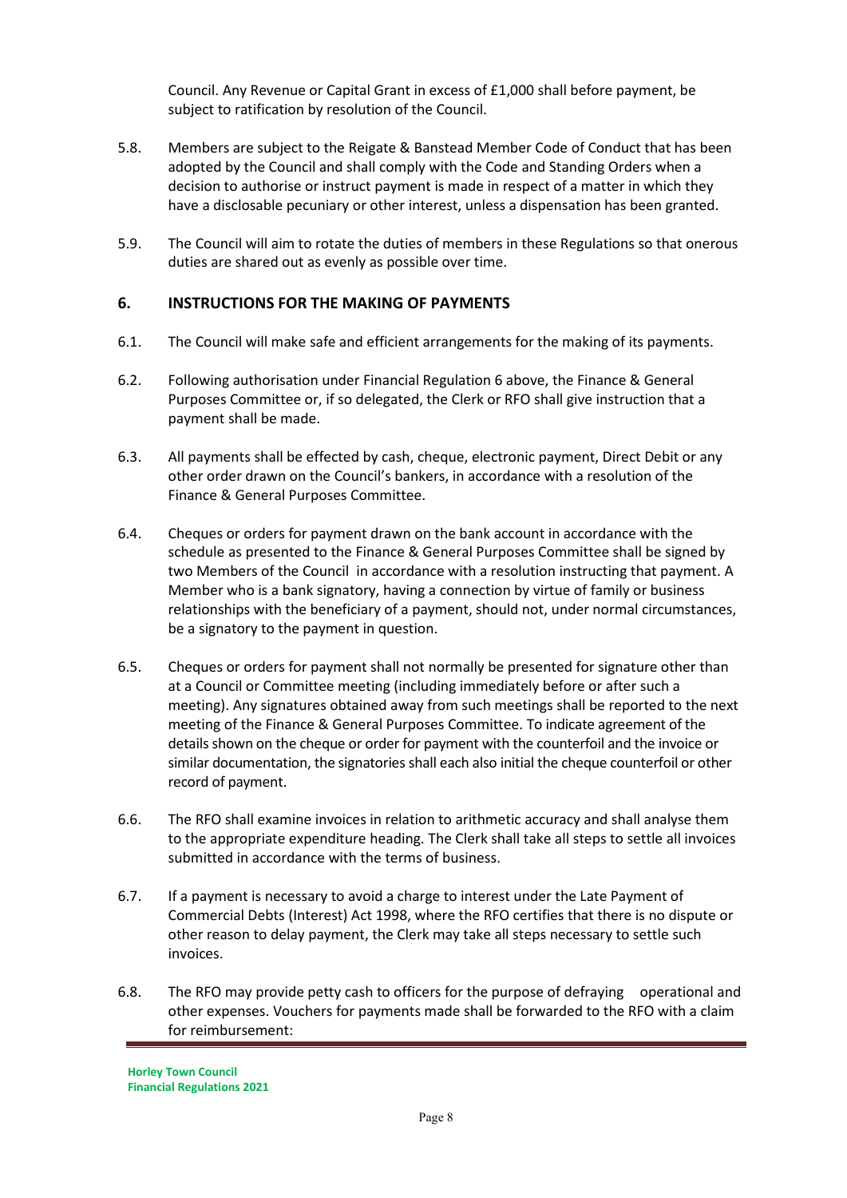Council. Any Revenue or Capital Grant in excess of £1,000 shall before payment, be subject to ratification by resolution of the Council.

5.8. Members are subject to the Reigate & Banstead Member Code of Conduct that has been adopted by the Council and shall comply with the Code and Standing Orders when a decision to authorise or instruct payment is made in respect of a matter in which they have a disclosable pecuniary or other interest, unless a dispensation has been granted.

5.9. The Council will aim to rotate the duties of members in these Regulations so that onerous duties are shared out as evenly as possible over time.

## 6. INSTRUCTIONS FOR THE MAKING OF PAYMENTS

6.1. The Council will make safe and efficient arrangements for the making of its payments.

6.2. Following authorisation under Financial Regulation 6 above, the Finance & General Purposes Committee or, if so delegated, the Clerk or RFO shall give instruction that a payment shall be made.

6.3. All payments shall be effected by cash, cheque, electronic payment, Direct Debit or any other order drawn on the Council's bankers, in accordance with a resolution of the Finance & General Purposes Committee.

6.4. Cheques or orders for payment drawn on the bank account in accordance with the schedule as presented to the Finance & General Purposes Committee shall be signed by two Members of the Council in accordance with a resolution instructing that payment. A Member who is a bank signatory, having a connection by virtue of family or business relationships with the beneficiary of a payment, should not, under normal circumstances, be a signatory to the payment in question.

6.5. Cheques or orders for payment shall not normally be presented for signature other than at a Council or Committee meeting (including immediately before or after such a meeting). Any signatures obtained away from such meetings shall be reported to the next meeting of the Finance & General Purposes Committee. To indicate agreement of the details shown on the cheque or order for payment with the counterfoil and the invoice or similar documentation, the signatories shall each also initial the cheque counterfoil or other record of payment.

6.6. The RFO shall examine invoices in relation to arithmetic accuracy and shall analyse them to the appropriate expenditure heading. The Clerk shall take all steps to settle all invoices submitted in accordance with the terms of business.

6.7. If a payment is necessary to avoid a charge to interest under the Late Payment of Commercial Debts (Interest) Act 1998, where the RFO certifies that there is no dispute or other reason to delay payment, the Clerk may take all steps necessary to settle such invoices.

6.8. The RFO may provide petty cash to officers for the purpose of defraying operational and other expenses. Vouchers for payments made shall be forwarded to the RFO with a claim for reimbursement: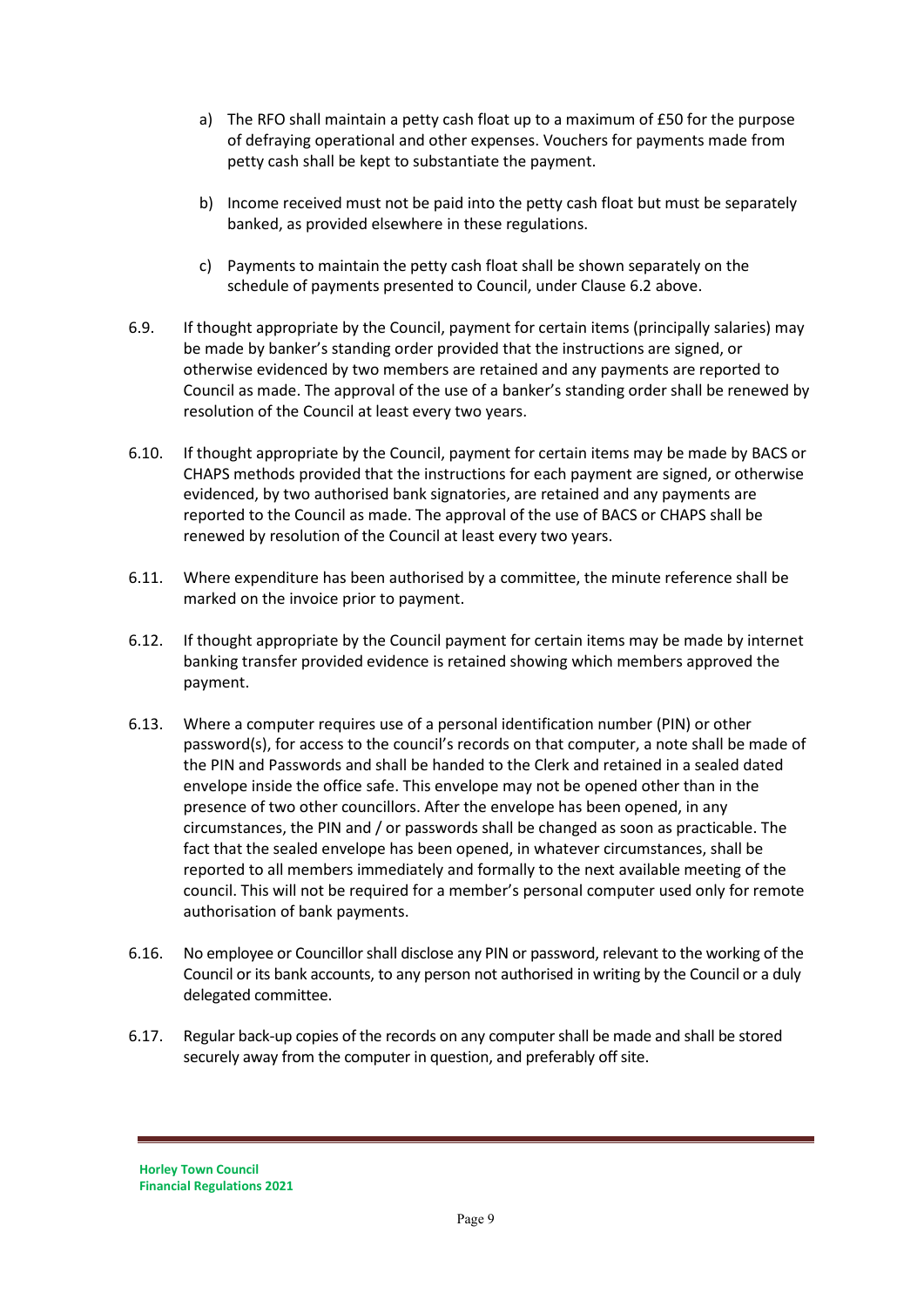a) The RFO shall maintain a petty cash float up to a maximum of £50 for the purpose of defraying operational and other expenses. Vouchers for payments made from petty cash shall be kept to substantiate the payment.

b) Income received must not be paid into the petty cash float but must be separately banked, as provided elsewhere in these regulations.

c) Payments to maintain the petty cash float shall be shown separately on the schedule of payments presented to Council, under Clause 6.2 above.

6.9. If thought appropriate by the Council, payment for certain items (principally salaries) may be made by banker's standing order provided that the instructions are signed, or otherwise evidenced by two members are retained and any payments are reported to Council as made. The approval of the use of a banker's standing order shall be renewed by resolution of the Council at least every two years.

6.10. If thought appropriate by the Council, payment for certain items may be made by BACS or CHAPS methods provided that the instructions for each payment are signed, or otherwise evidenced, by two authorised bank signatories, are retained and any payments are reported to the Council as made. The approval of the use of BACS or CHAPS shall be renewed by resolution of the Council at least every two years.

6.11. Where expenditure has been authorised by a committee, the minute reference shall be marked on the invoice prior to payment.

6.12. If thought appropriate by the Council payment for certain items may be made by internet banking transfer provided evidence is retained showing which members approved the payment.

6.13. Where a computer requires use of a personal identification number (PIN) or other password(s), for access to the council's records on that computer, a note shall be made of the PIN and Passwords and shall be handed to the Clerk and retained in a sealed dated envelope inside the office safe. This envelope may not be opened other than in the presence of two other councillors. After the envelope has been opened, in any circumstances, the PIN and / or passwords shall be changed as soon as practicable. The fact that the sealed envelope has been opened, in whatever circumstances, shall be reported to all members immediately and formally to the next available meeting of the council. This will not be required for a member's personal computer used only for remote authorisation of bank payments.

6.16. No employee or Councillor shall disclose any PIN or password, relevant to the working of the Council or its bank accounts, to any person not authorised in writing by the Council or a duly delegated committee.

6.17. Regular back-up copies of the records on any computer shall be made and shall be stored securely away from the computer in question, and preferably off site.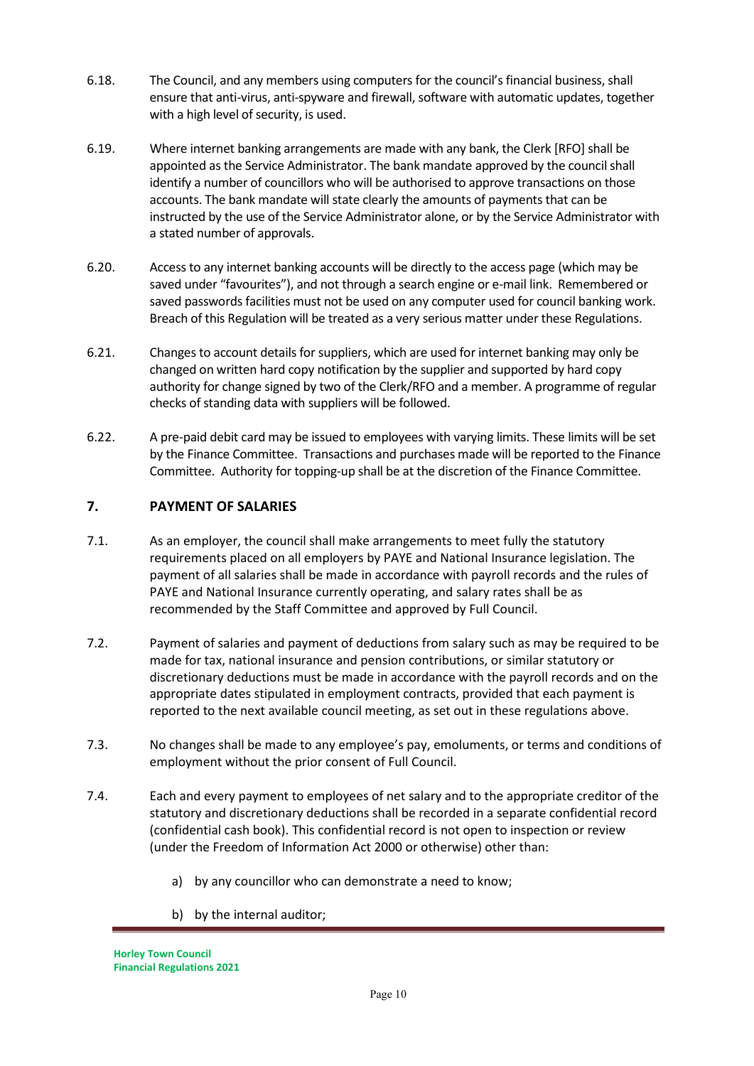6.18. The Council, and any members using computers for the council's financial business, shall ensure that anti-virus, anti-spyware and firewall, software with automatic updates, together with a high level of security, is used.

6.19. Where internet banking arrangements are made with any bank, the Clerk [RFO] shall be appointed as the Service Administrator. The bank mandate approved by the council shall identify a number of councillors who will be authorised to approve transactions on those accounts. The bank mandate will state clearly the amounts of payments that can be instructed by the use of the Service Administrator alone, or by the Service Administrator with a stated number of approvals.

6.20. Access to any internet banking accounts will be directly to the access page (which may be saved under "favourites"), and not through a search engine or e-mail link. Remembered or saved passwords facilities must not be used on any computer used for council banking work. Breach of this Regulation will be treated as a very serious matter under these Regulations.

6.21. Changes to account details for suppliers, which are used for internet banking may only be changed on written hard copy notification by the supplier and supported by hard copy authority for change signed by two of the Clerk/RFO and a member. A programme of regular checks of standing data with suppliers will be followed.

6.22. A pre-paid debit card may be issued to employees with varying limits. These limits will be set by the Finance Committee. Transactions and purchases made will be reported to the Finance Committee. Authority for topping-up shall be at the discretion of the Finance Committee.

## 7. PAYMENT OF SALARIES

7.1. As an employer, the council shall make arrangements to meet fully the statutory requirements placed on all employers by PAYE and National Insurance legislation. The payment of all salaries shall be made in accordance with payroll records and the rules of PAYE and National Insurance currently operating, and salary rates shall be as recommended by the Staff Committee and approved by Full Council.

7.2. Payment of salaries and payment of deductions from salary such as may be required to be made for tax, national insurance and pension contributions, or similar statutory or discretionary deductions must be made in accordance with the payroll records and on the appropriate dates stipulated in employment contracts, provided that each payment is reported to the next available council meeting, as set out in these regulations above.

7.3. No changes shall be made to any employee's pay, emoluments, or terms and conditions of employment without the prior consent of Full Council.

7.4. Each and every payment to employees of net salary and to the appropriate creditor of the statutory and discretionary deductions shall be recorded in a separate confidential record (confidential cash book). This confidential record is not open to inspection or review (under the Freedom of Information Act 2000 or otherwise) other than:

a) by any councillor who can demonstrate a need to know;

b) by the internal auditor;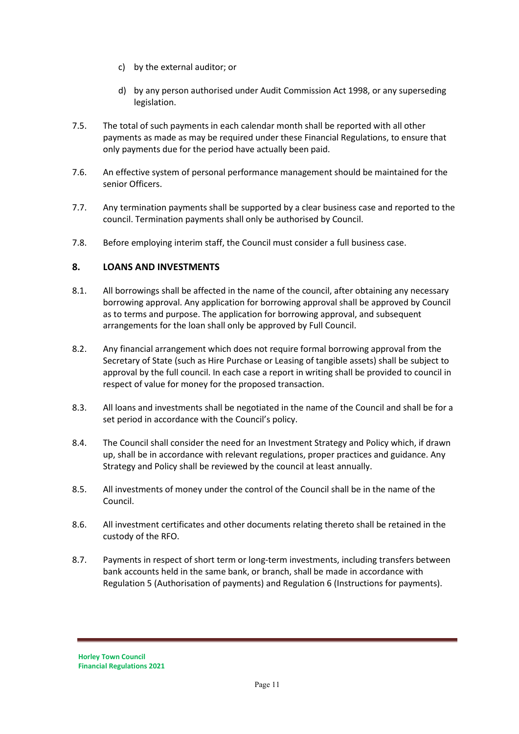c) by the external auditor; or

d) by any person authorised under Audit Commission Act 1998, or any superseding legislation.

7.5. The total of such payments in each calendar month shall be reported with all other payments as made as may be required under these Financial Regulations, to ensure that only payments due for the period have actually been paid.

7.6. An effective system of personal performance management should be maintained for the senior Officers.

7.7. Any termination payments shall be supported by a clear business case and reported to the council. Termination payments shall only be authorised by Council.

7.8. Before employing interim staff, the Council must consider a full business case.

## 8. LOANS AND INVESTMENTS

8.1. All borrowings shall be affected in the name of the council, after obtaining any necessary borrowing approval. Any application for borrowing approval shall be approved by Council as to terms and purpose. The application for borrowing approval, and subsequent arrangements for the loan shall only be approved by Full Council.

8.2. Any financial arrangement which does not require formal borrowing approval from the Secretary of State (such as Hire Purchase or Leasing of tangible assets) shall be subject to approval by the full council. In each case a report in writing shall be provided to council in respect of value for money for the proposed transaction.

8.3. All loans and investments shall be negotiated in the name of the Council and shall be for a set period in accordance with the Council's policy.

8.4. The Council shall consider the need for an Investment Strategy and Policy which, if drawn up, shall be in accordance with relevant regulations, proper practices and guidance. Any Strategy and Policy shall be reviewed by the council at least annually.

8.5. All investments of money under the control of the Council shall be in the name of the Council.

8.6. All investment certificates and other documents relating thereto shall be retained in the custody of the RFO.

8.7. Payments in respect of short term or long-term investments, including transfers between bank accounts held in the same bank, or branch, shall be made in accordance with Regulation 5 (Authorisation of payments) and Regulation 6 (Instructions for payments).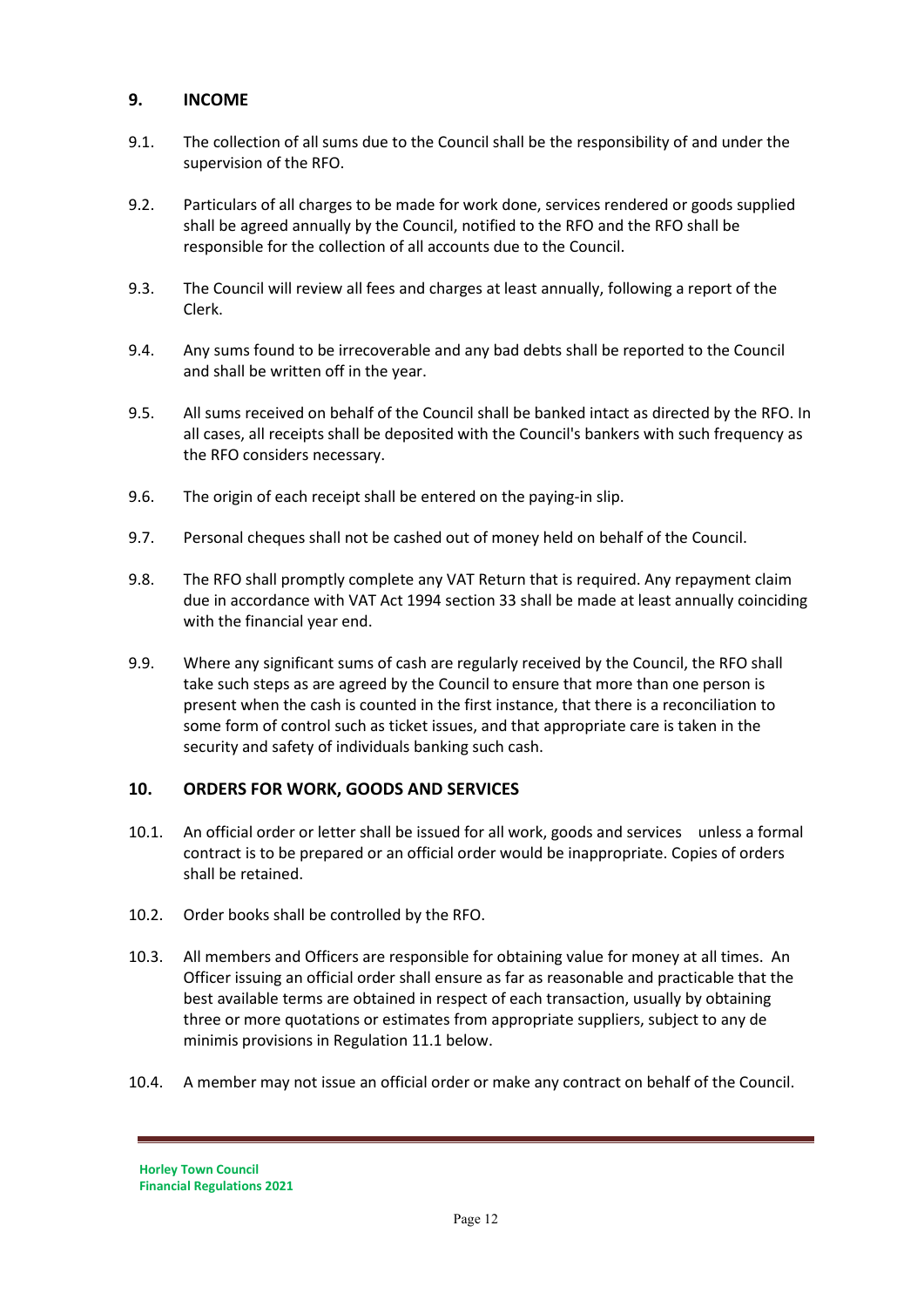## 9. INCOME

9.1. The collection of all sums due to the Council shall be the responsibility of and under the supervision of the RFO.

9.2. Particulars of all charges to be made for work done, services rendered or goods supplied shall be agreed annually by the Council, notified to the RFO and the RFO shall be responsible for the collection of all accounts due to the Council.

9.3. The Council will review all fees and charges at least annually, following a report of the Clerk.

9.4. Any sums found to be irrecoverable and any bad debts shall be reported to the Council and shall be written off in the year.

9.5. All sums received on behalf of the Council shall be banked intact as directed by the RFO. In all cases, all receipts shall be deposited with the Council's bankers with such frequency as the RFO considers necessary.

9.6. The origin of each receipt shall be entered on the paying-in slip.

9.7. Personal cheques shall not be cashed out of money held on behalf of the Council.

9.8. The RFO shall promptly complete any VAT Return that is required. Any repayment claim due in accordance with VAT Act 1994 section 33 shall be made at least annually coinciding with the financial year end.

9.9. Where any significant sums of cash are regularly received by the Council, the RFO shall take such steps as are agreed by the Council to ensure that more than one person is present when the cash is counted in the first instance, that there is a reconciliation to some form of control such as ticket issues, and that appropriate care is taken in the security and safety of individuals banking such cash.

## 10. ORDERS FOR WORK, GOODS AND SERVICES

10.1. An official order or letter shall be issued for all work, goods and services unless a formal contract is to be prepared or an official order would be inappropriate. Copies of orders shall be retained.

10.2. Order books shall be controlled by the RFO.

10.3. All members and Officers are responsible for obtaining value for money at all times. An Officer issuing an official order shall ensure as far as reasonable and practicable that the best available terms are obtained in respect of each transaction, usually by obtaining three or more quotations or estimates from appropriate suppliers, subject to any de minimis provisions in Regulation 11.1 below.

10.4. A member may not issue an official order or make any contract on behalf of the Council.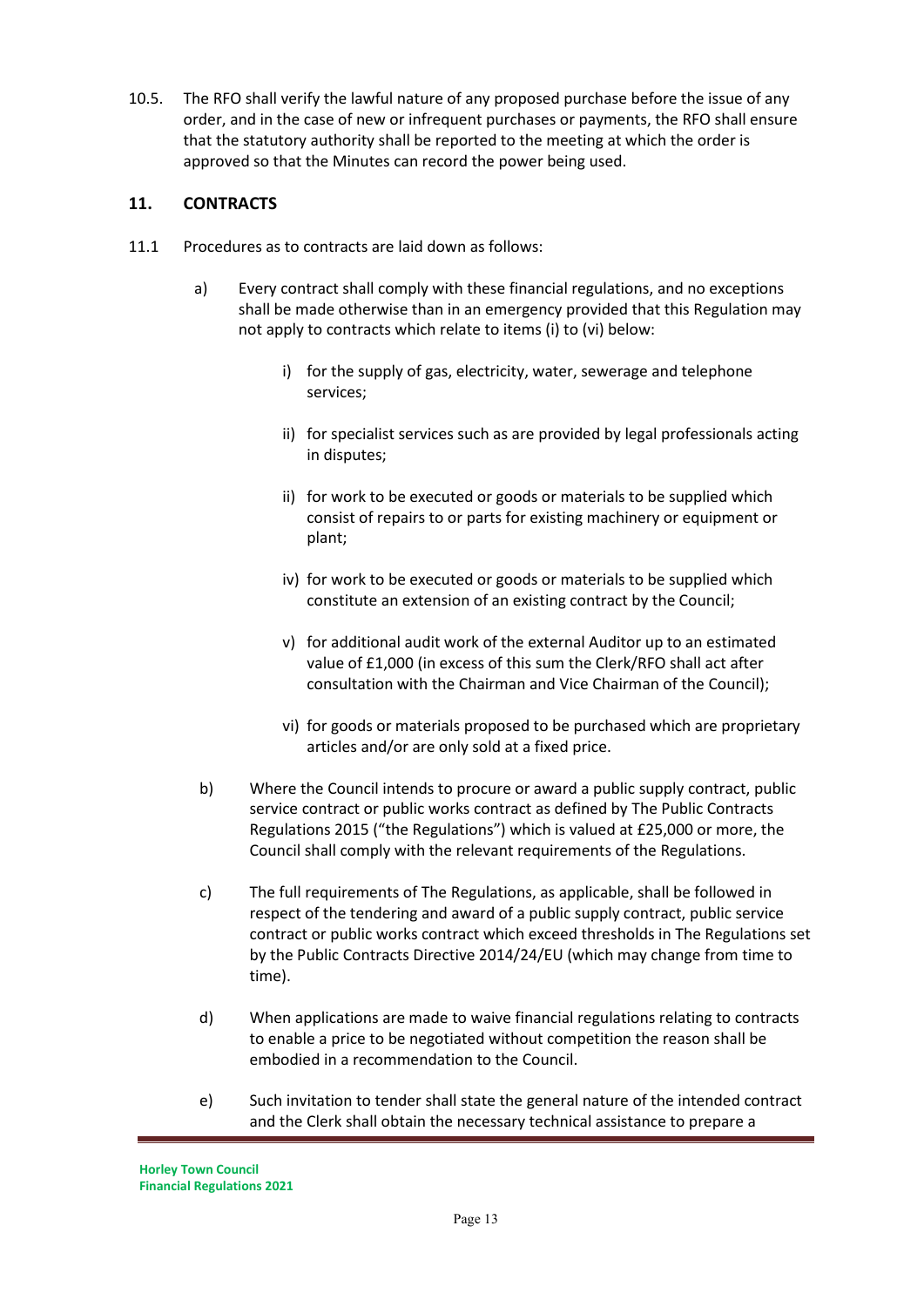10.5. The RFO shall verify the lawful nature of any proposed purchase before the issue of any order, and in the case of new or infrequent purchases or payments, the RFO shall ensure that the statutory authority shall be reported to the meeting at which the order is approved so that the Minutes can record the power being used.

## 11. CONTRACTS

11.1 Procedures as to contracts are laid down as follows:

a) Every contract shall comply with these financial regulations, and no exceptions shall be made otherwise than in an emergency provided that this Regulation may not apply to contracts which relate to items (i) to (vi) below:

   i) for the supply of gas, electricity, water, sewerage and telephone services;

   ii) for specialist services such as are provided by legal professionals acting in disputes;

   ii) for work to be executed or goods or materials to be supplied which consist of repairs to or parts for existing machinery or equipment or plant;

   iv) for work to be executed or goods or materials to be supplied which constitute an extension of an existing contract by the Council;

   v) for additional audit work of the external Auditor up to an estimated value of £1,000 (in excess of this sum the Clerk/RFO shall act after consultation with the Chairman and Vice Chairman of the Council);

   vi) for goods or materials proposed to be purchased which are proprietary articles and/or are only sold at a fixed price.

b) Where the Council intends to procure or award a public supply contract, public service contract or public works contract as defined by The Public Contracts Regulations 2015 ("the Regulations") which is valued at £25,000 or more, the Council shall comply with the relevant requirements of the Regulations.

c) The full requirements of The Regulations, as applicable, shall be followed in respect of the tendering and award of a public supply contract, public service contract or public works contract which exceed thresholds in The Regulations set by the Public Contracts Directive 2014/24/EU (which may change from time to time).

d) When applications are made to waive financial regulations relating to contracts to enable a price to be negotiated without competition the reason shall be embodied in a recommendation to the Council.

e) Such invitation to tender shall state the general nature of the intended contract and the Clerk shall obtain the necessary technical assistance to prepare a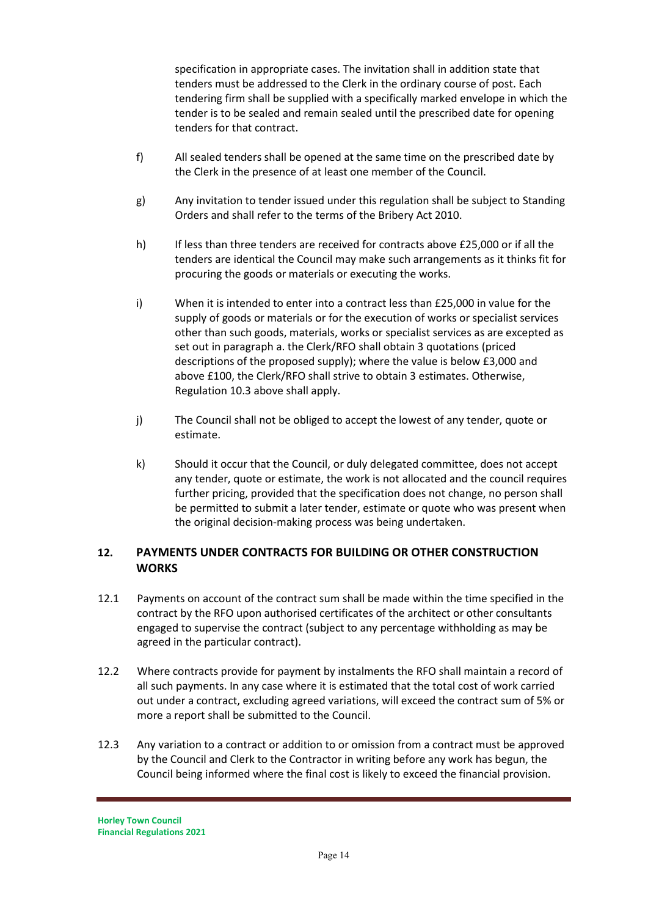specification in appropriate cases. The invitation shall in addition state that tenders must be addressed to the Clerk in the ordinary course of post. Each tendering firm shall be supplied with a specifically marked envelope in which the tender is to be sealed and remain sealed until the prescribed date for opening tenders for that contract.

f) All sealed tenders shall be opened at the same time on the prescribed date by the Clerk in the presence of at least one member of the Council.

g) Any invitation to tender issued under this regulation shall be subject to Standing Orders and shall refer to the terms of the Bribery Act 2010.

h) If less than three tenders are received for contracts above £25,000 or if all the tenders are identical the Council may make such arrangements as it thinks fit for procuring the goods or materials or executing the works.

i) When it is intended to enter into a contract less than £25,000 in value for the supply of goods or materials or for the execution of works or specialist services other than such goods, materials, works or specialist services as are excepted as set out in paragraph a. the Clerk/RFO shall obtain 3 quotations (priced descriptions of the proposed supply); where the value is below £3,000 and above £100, the Clerk/RFO shall strive to obtain 3 estimates. Otherwise, Regulation 10.3 above shall apply.

j) The Council shall not be obliged to accept the lowest of any tender, quote or estimate.

k) Should it occur that the Council, or duly delegated committee, does not accept any tender, quote or estimate, the work is not allocated and the council requires further pricing, provided that the specification does not change, no person shall be permitted to submit a later tender, estimate or quote who was present when the original decision-making process was being undertaken.

## 12. PAYMENTS UNDER CONTRACTS FOR BUILDING OR OTHER CONSTRUCTION WORKS

12.1 Payments on account of the contract sum shall be made within the time specified in the contract by the RFO upon authorised certificates of the architect or other consultants engaged to supervise the contract (subject to any percentage withholding as may be agreed in the particular contract).

12.2 Where contracts provide for payment by instalments the RFO shall maintain a record of all such payments. In any case where it is estimated that the total cost of work carried out under a contract, excluding agreed variations, will exceed the contract sum of 5% or more a report shall be submitted to the Council.

12.3 Any variation to a contract or addition to or omission from a contract must be approved by the Council and Clerk to the Contractor in writing before any work has begun, the Council being informed where the final cost is likely to exceed the financial provision.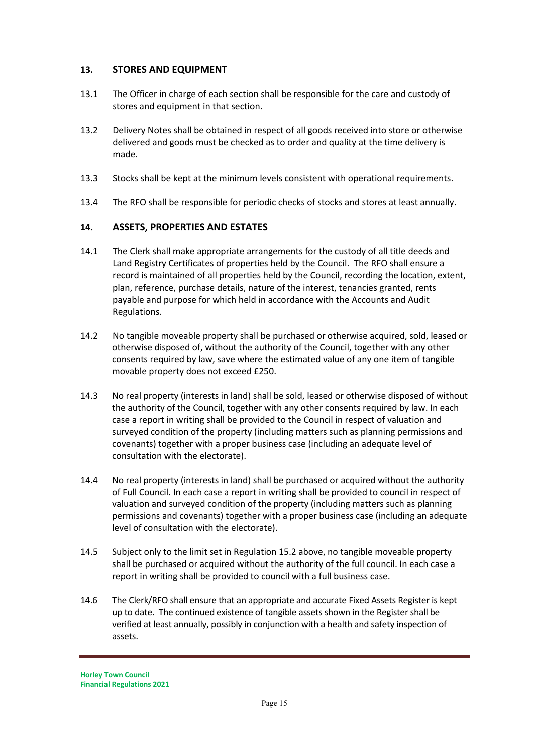## 13. STORES AND EQUIPMENT

13.1 The Officer in charge of each section shall be responsible for the care and custody of stores and equipment in that section.

13.2 Delivery Notes shall be obtained in respect of all goods received into store or otherwise delivered and goods must be checked as to order and quality at the time delivery is made.

13.3 Stocks shall be kept at the minimum levels consistent with operational requirements.

13.4 The RFO shall be responsible for periodic checks of stocks and stores at least annually.

## 14. ASSETS, PROPERTIES AND ESTATES

14.1 The Clerk shall make appropriate arrangements for the custody of all title deeds and Land Registry Certificates of properties held by the Council. The RFO shall ensure a record is maintained of all properties held by the Council, recording the location, extent, plan, reference, purchase details, nature of the interest, tenancies granted, rents payable and purpose for which held in accordance with the Accounts and Audit Regulations.

14.2 No tangible moveable property shall be purchased or otherwise acquired, sold, leased or otherwise disposed of, without the authority of the Council, together with any other consents required by law, save where the estimated value of any one item of tangible movable property does not exceed £250.

14.3 No real property (interests in land) shall be sold, leased or otherwise disposed of without the authority of the Council, together with any other consents required by law. In each case a report in writing shall be provided to the Council in respect of valuation and surveyed condition of the property (including matters such as planning permissions and covenants) together with a proper business case (including an adequate level of consultation with the electorate).

14.4 No real property (interests in land) shall be purchased or acquired without the authority of Full Council. In each case a report in writing shall be provided to council in respect of valuation and surveyed condition of the property (including matters such as planning permissions and covenants) together with a proper business case (including an adequate level of consultation with the electorate).

14.5 Subject only to the limit set in Regulation 15.2 above, no tangible moveable property shall be purchased or acquired without the authority of the full council. In each case a report in writing shall be provided to council with a full business case.

14.6 The Clerk/RFO shall ensure that an appropriate and accurate Fixed Assets Register is kept up to date. The continued existence of tangible assets shown in the Register shall be verified at least annually, possibly in conjunction with a health and safety inspection of assets.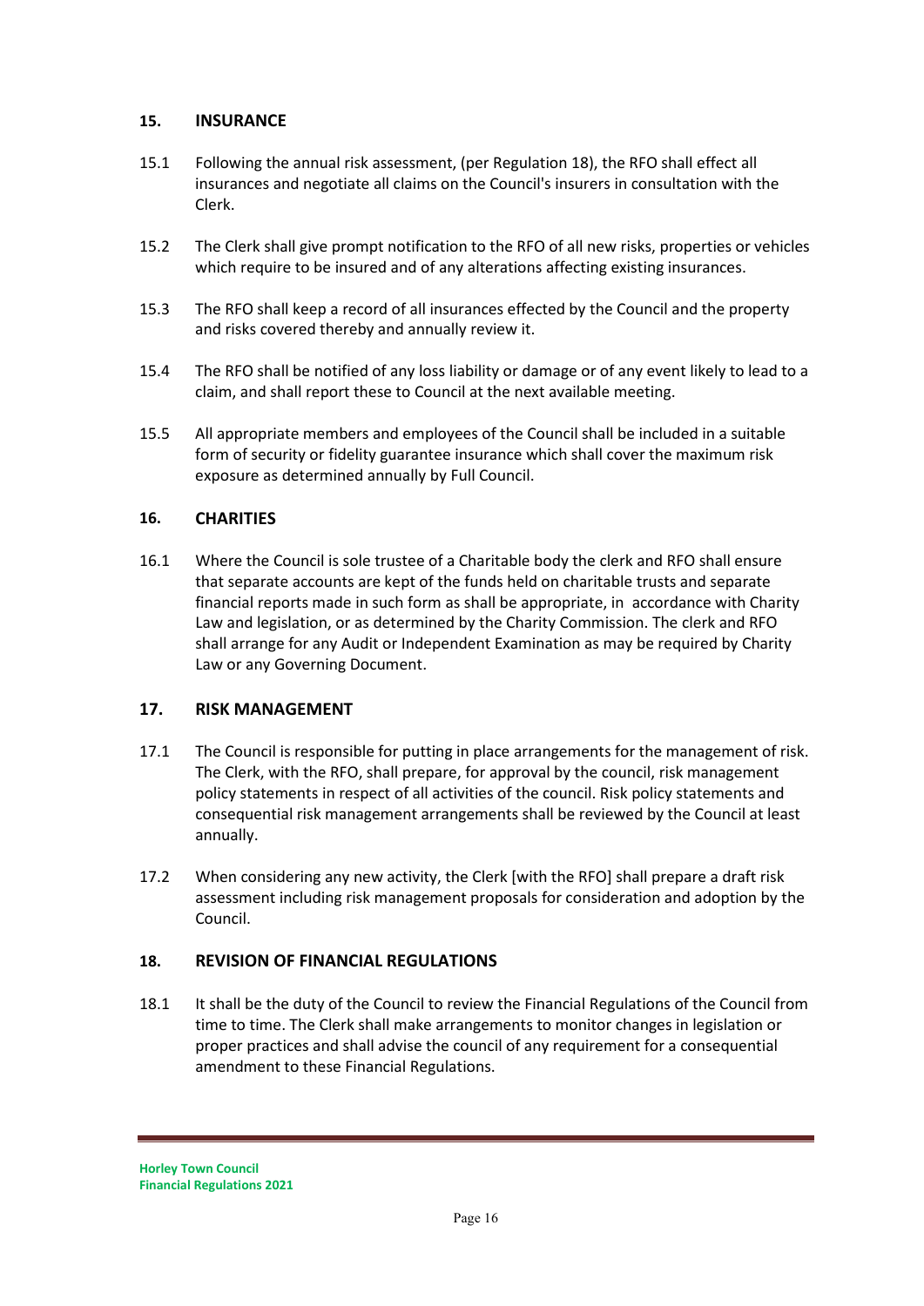## 15. INSURANCE

15.1 Following the annual risk assessment, (per Regulation 18), the RFO shall effect all insurances and negotiate all claims on the Council's insurers in consultation with the Clerk.

15.2 The Clerk shall give prompt notification to the RFO of all new risks, properties or vehicles which require to be insured and of any alterations affecting existing insurances.

15.3 The RFO shall keep a record of all insurances effected by the Council and the property and risks covered thereby and annually review it.

15.4 The RFO shall be notified of any loss liability or damage or of any event likely to lead to a claim, and shall report these to Council at the next available meeting.

15.5 All appropriate members and employees of the Council shall be included in a suitable form of security or fidelity guarantee insurance which shall cover the maximum risk exposure as determined annually by Full Council.

## 16. CHARITIES

16.1 Where the Council is sole trustee of a Charitable body the clerk and RFO shall ensure that separate accounts are kept of the funds held on charitable trusts and separate financial reports made in such form as shall be appropriate, in accordance with Charity Law and legislation, or as determined by the Charity Commission. The clerk and RFO shall arrange for any Audit or Independent Examination as may be required by Charity Law or any Governing Document.

## 17. RISK MANAGEMENT

17.1 The Council is responsible for putting in place arrangements for the management of risk. The Clerk, with the RFO, shall prepare, for approval by the council, risk management policy statements in respect of all activities of the council. Risk policy statements and consequential risk management arrangements shall be reviewed by the Council at least annually.

17.2 When considering any new activity, the Clerk [with the RFO] shall prepare a draft risk assessment including risk management proposals for consideration and adoption by the Council.

## 18. REVISION OF FINANCIAL REGULATIONS

18.1 It shall be the duty of the Council to review the Financial Regulations of the Council from time to time. The Clerk shall make arrangements to monitor changes in legislation or proper practices and shall advise the council of any requirement for a consequential amendment to these Financial Regulations.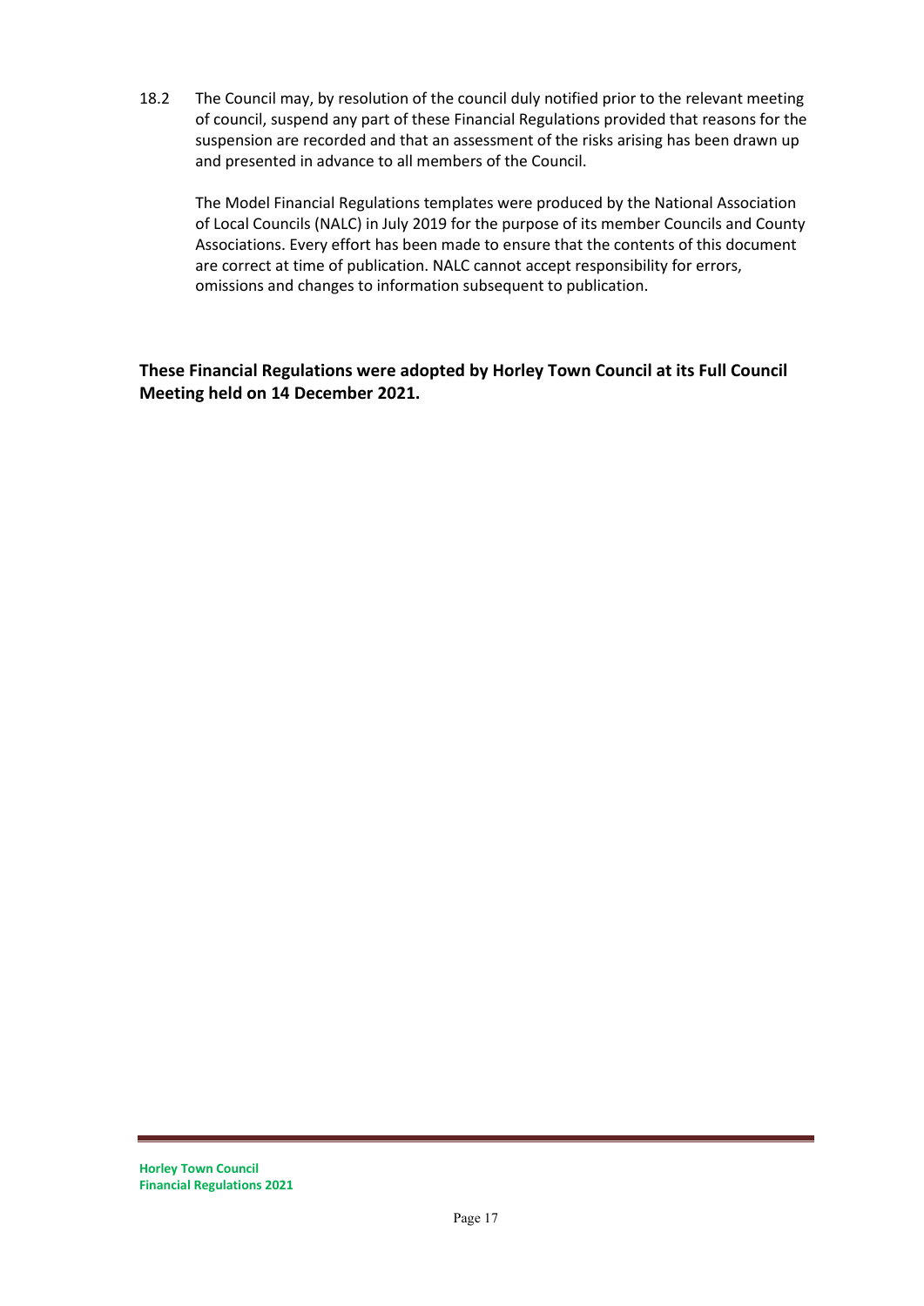18.2 The Council may, by resolution of the council duly notified prior to the relevant meeting of council, suspend any part of these Financial Regulations provided that reasons for the suspension are recorded and that an assessment of the risks arising has been drawn up and presented in advance to all members of the Council.

The Model Financial Regulations templates were produced by the National Association of Local Councils (NALC) in July 2019 for the purpose of its member Councils and County Associations. Every effort has been made to ensure that the contents of this document are correct at time of publication. NALC cannot accept responsibility for errors, omissions and changes to information subsequent to publication.

**These Financial Regulations were adopted by Horley Town Council at its Full Council Meeting held on 14 December 2021.**